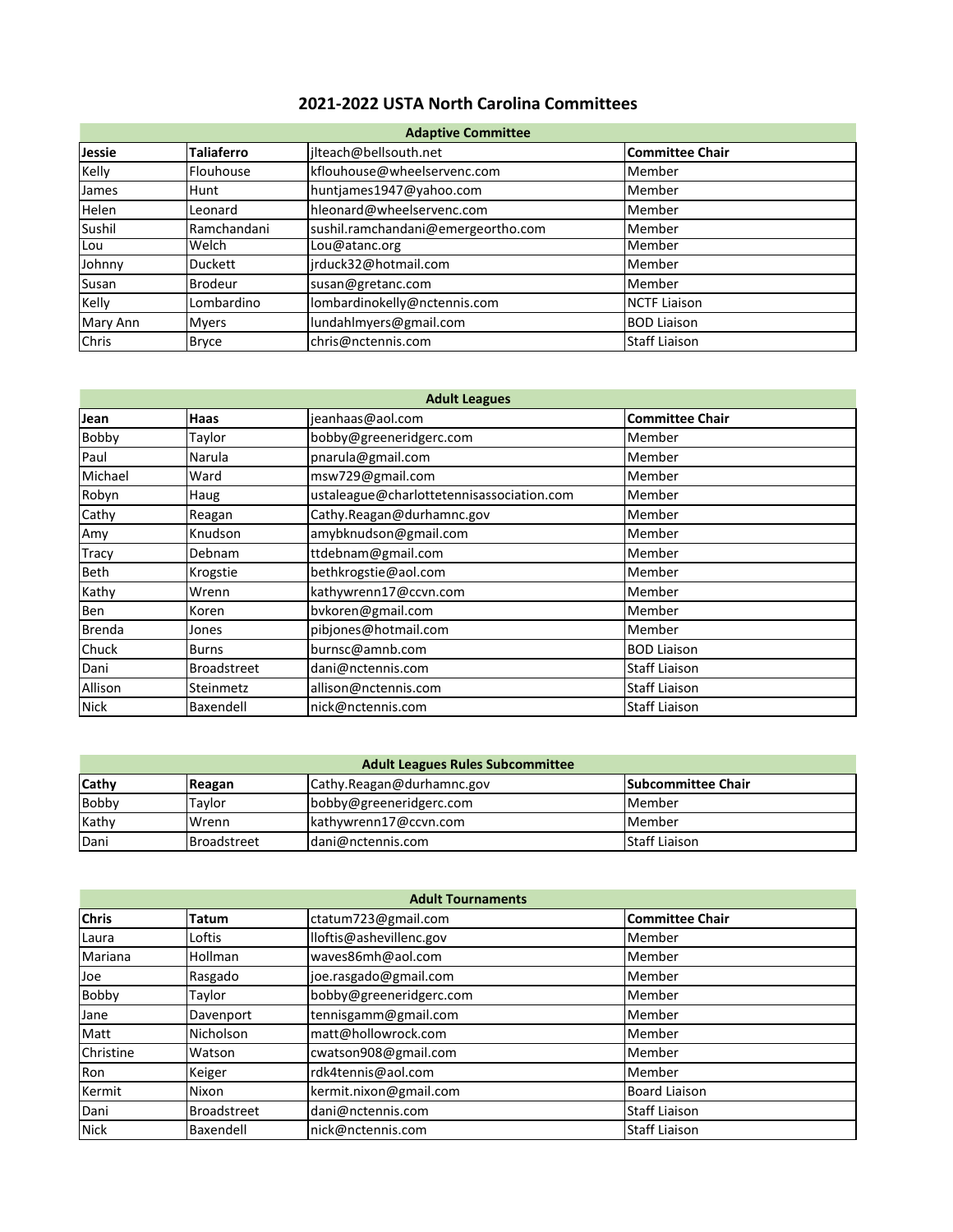# 2021-2022 USTA North Carolina Committees

| Adaptive Committee | | | |
|---|---|---|---|
| **Jessie** | **Taliaferro** | jlteach@bellsouth.net | **Committee Chair** |
| Kelly | Flouhouse | kflouhouse@wheelservenc.com | Member |
| James | Hunt | huntjames1947@yahoo.com | Member |
| Helen | Leonard | hleonard@wheelservenc.com | Member |
| Sushil | Ramchandani | sushil.ramchandani@emergeortho.com | Member |
| Lou | Welch | Lou@atanc.org | Member |
| Johnny | Duckett | jrduck32@hotmail.com | Member |
| Susan | Brodeur | susan@gretanc.com | Member |
| Kelly | Lombardino | lombardinokelly@nctennis.com | NCTF Liaison |
| Mary Ann | Myers | lundahlmyers@gmail.com | BOD Liaison |
| Chris | Bryce | chris@nctennis.com | Staff Liaison |

| Adult Leagues | | | |
|---|---|---|---|
| **Jean** | **Haas** | jeanhaas@aol.com | **Committee Chair** |
| Bobby | Taylor | bobby@greeneridgerc.com | Member |
| Paul | Narula | pnarula@gmail.com | Member |
| Michael | Ward | msw729@gmail.com | Member |
| Robyn | Haug | ustaleague@charlottetennisassociation.com | Member |
| Cathy | Reagan | Cathy.Reagan@durhamnc.gov | Member |
| Amy | Knudson | amybknudson@gmail.com | Member |
| Tracy | Debnam | ttdebnam@gmail.com | Member |
| Beth | Krogstie | bethkrogstie@aol.com | Member |
| Kathy | Wrenn | kathywrenn17@ccvn.com | Member |
| Ben | Koren | bvkoren@gmail.com | Member |
| Brenda | Jones | pibjones@hotmail.com | Member |
| Chuck | Burns | burnsc@amnb.com | BOD Liaison |
| Dani | Broadstreet | dani@nctennis.com | Staff Liaison |
| Allison | Steinmetz | allison@nctennis.com | Staff Liaison |
| Nick | Baxendell | nick@nctennis.com | Staff Liaison |

| Adult Leagues Rules Subcommittee | | | |
|---|---|---|---|
| **Cathy** | **Reagan** | Cathy.Reagan@durhamnc.gov | **Subcommittee Chair** |
| Bobby | Taylor | bobby@greeneridgerc.com | Member |
| Kathy | Wrenn | kathywrenn17@ccvn.com | Member |
| Dani | Broadstreet | dani@nctennis.com | Staff Liaison |

| Adult Tournaments | | | |
|---|---|---|---|
| **Chris** | **Tatum** | ctatum723@gmail.com | **Committee Chair** |
| Laura | Loftis | lloftis@ashevillenc.gov | Member |
| Mariana | Hollman | waves86mh@aol.com | Member |
| Joe | Rasgado | joe.rasgado@gmail.com | Member |
| Bobby | Taylor | bobby@greeneridgerc.com | Member |
| Jane | Davenport | tennisgamm@gmail.com | Member |
| Matt | Nicholson | matt@hollowrock.com | Member |
| Christine | Watson | cwatson908@gmail.com | Member |
| Ron | Keiger | rdk4tennis@aol.com | Member |
| Kermit | Nixon | kermit.nixon@gmail.com | Board Liaison |
| Dani | Broadstreet | dani@nctennis.com | Staff Liaison |
| Nick | Baxendell | nick@nctennis.com | Staff Liaison |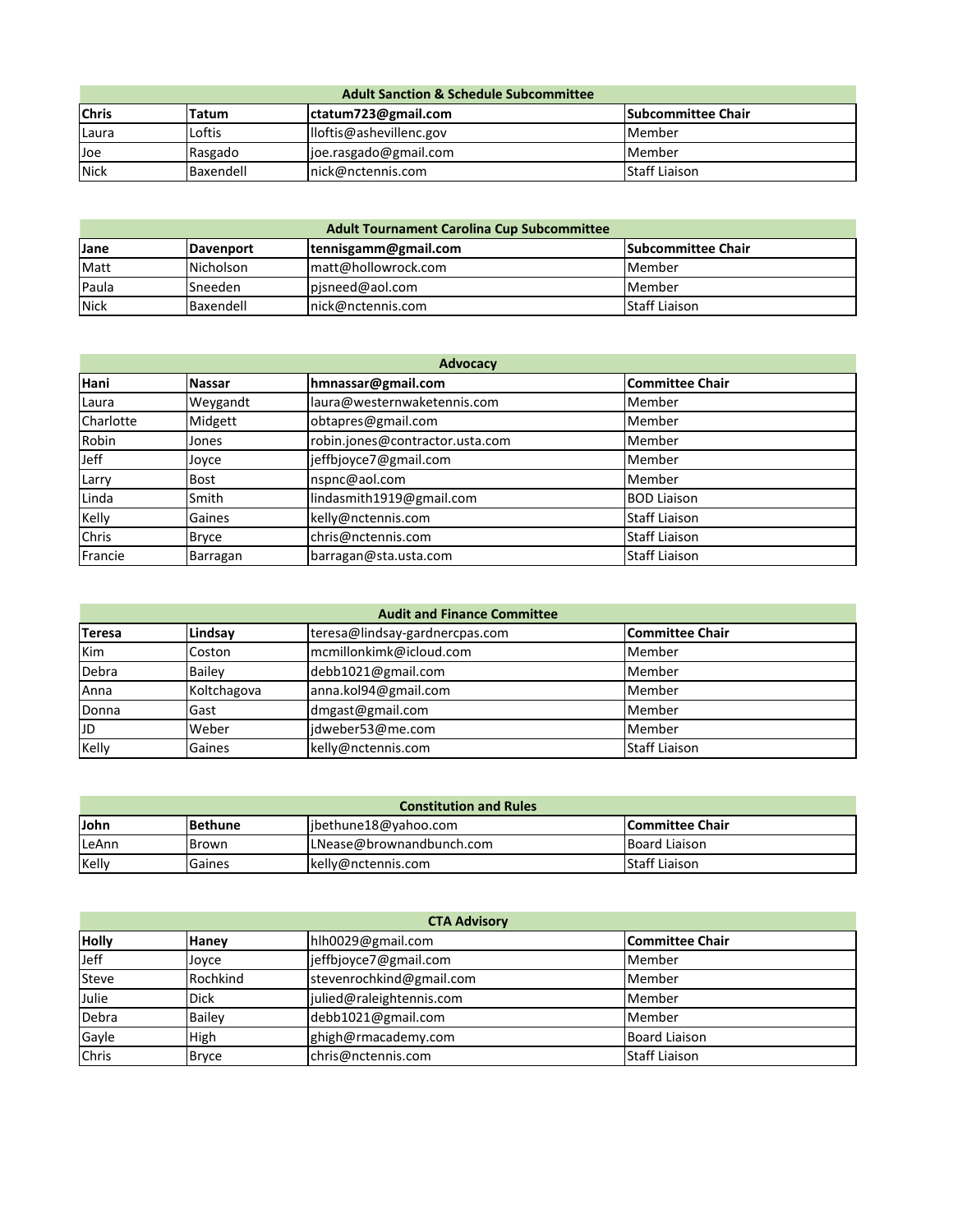| Adult Sanction & Schedule Subcommittee | | | |
|---|---|---|---|
| **Chris** | **Tatum** | **ctatum723@gmail.com** | **Subcommittee Chair** |
| Laura | Loftis | lloftis@ashevillenc.gov | Member |
| Joe | Rasgado | joe.rasgado@gmail.com | Member |
| Nick | Baxendell | nick@nctennis.com | Staff Liaison |

| Adult Tournament Carolina Cup Subcommittee | | | |
|---|---|---|---|
| **Jane** | **Davenport** | **tennisgamm@gmail.com** | **Subcommittee Chair** |
| Matt | Nicholson | matt@hollowrock.com | Member |
| Paula | Sneeden | pjsneed@aol.com | Member |
| Nick | Baxendell | nick@nctennis.com | Staff Liaison |

| Advocacy | | | |
|---|---|---|---|
| **Hani** | **Nassar** | **hmnassar@gmail.com** | **Committee Chair** |
| Laura | Weygandt | laura@westernwaketennis.com | Member |
| Charlotte | Midgett | obtapres@gmail.com | Member |
| Robin | Jones | robin.jones@contractor.usta.com | Member |
| Jeff | Joyce | jeffbjoyce7@gmail.com | Member |
| Larry | Bost | nspnc@aol.com | Member |
| Linda | Smith | lindasmith1919@gmail.com | BOD Liaison |
| Kelly | Gaines | kelly@nctennis.com | Staff Liaison |
| Chris | Bryce | chris@nctennis.com | Staff Liaison |
| Francie | Barragan | barragan@sta.usta.com | Staff Liaison |

| Audit and Finance Committee | | | |
|---|---|---|---|
| **Teresa** | **Lindsay** | teresa@lindsay-gardnercpas.com | **Committee Chair** |
| Kim | Coston | mcmillonkimk@icloud.com | Member |
| Debra | Bailey | debb1021@gmail.com | Member |
| Anna | Koltchagova | anna.kol94@gmail.com | Member |
| Donna | Gast | dmgast@gmail.com | Member |
| JD | Weber | jdweber53@me.com | Member |
| Kelly | Gaines | kelly@nctennis.com | Staff Liaison |

| Constitution and Rules | | | |
|---|---|---|---|
| **John** | **Bethune** | jbethune18@yahoo.com | **Committee Chair** |
| LeAnn | Brown | LNease@brownandbunch.com | Board Liaison |
| Kelly | Gaines | kelly@nctennis.com | Staff Liaison |

| CTA Advisory | | | |
|---|---|---|---|
| **Holly** | **Haney** | hlh0029@gmail.com | **Committee Chair** |
| Jeff | Joyce | jeffbjoyce7@gmail.com | Member |
| Steve | Rochkind | stevenrochkind@gmail.com | Member |
| Julie | Dick | julied@raleightennis.com | Member |
| Debra | Bailey | debb1021@gmail.com | Member |
| Gayle | High | ghigh@rmacademy.com | Board Liaison |
| Chris | Bryce | chris@nctennis.com | Staff Liaison |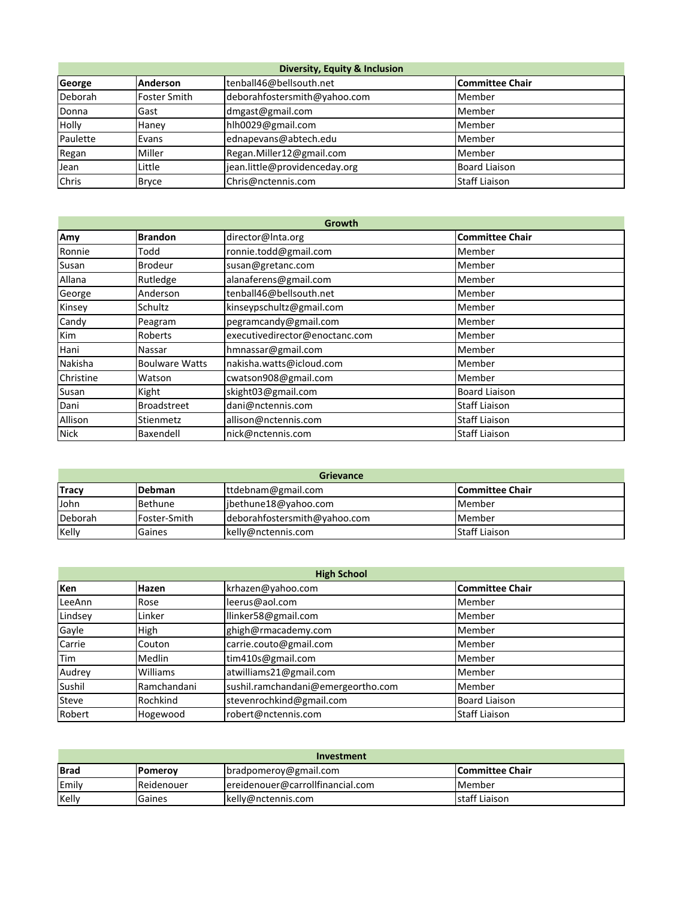| Diversity, Equity & Inclusion | | | |
|---|---|---|---|
| **George** | **Anderson** | tenball46@bellsouth.net | **Committee Chair** |
| Deborah | Foster Smith | deborahfostersmith@yahoo.com | Member |
| Donna | Gast | dmgast@gmail.com | Member |
| Holly | Haney | hlh0029@gmail.com | Member |
| Paulette | Evans | ednapevans@abtech.edu | Member |
| Regan | Miller | Regan.Miller12@gmail.com | Member |
| Jean | Little | jean.little@providenceday.org | Board Liaison |
| Chris | Bryce | Chris@nctennis.com | Staff Liaison |

| Growth | | | |
|---|---|---|---|
| **Amy** | **Brandon** | director@lnta.org | **Committee Chair** |
| Ronnie | Todd | ronnie.todd@gmail.com | Member |
| Susan | Brodeur | susan@gretanc.com | Member |
| Allana | Rutledge | alanaferens@gmail.com | Member |
| George | Anderson | tenball46@bellsouth.net | Member |
| Kinsey | Schultz | kinseypschultz@gmail.com | Member |
| Candy | Peagram | pegramcandy@gmail.com | Member |
| Kim | Roberts | executivedirector@enoctanc.com | Member |
| Hani | Nassar | hmnassar@gmail.com | Member |
| Nakisha | Boulware Watts | nakisha.watts@icloud.com | Member |
| Christine | Watson | cwatson908@gmail.com | Member |
| Susan | Kight | skight03@gmail.com | Board Liaison |
| Dani | Broadstreet | dani@nctennis.com | Staff Liaison |
| Allison | Stienmetz | allison@nctennis.com | Staff Liaison |
| Nick | Baxendell | nick@nctennis.com | Staff Liaison |

| Grievance | | | |
|---|---|---|---|
| **Tracy** | **Debman** | ttdebnam@gmail.com | **Committee Chair** |
| John | Bethune | jbethune18@yahoo.com | Member |
| Deborah | Foster-Smith | deborahfostersmith@yahoo.com | Member |
| Kelly | Gaines | kelly@nctennis.com | Staff Liaison |

| High School | | | |
|---|---|---|---|
| **Ken** | **Hazen** | krhazen@yahoo.com | **Committee Chair** |
| LeeAnn | Rose | leerus@aol.com | Member |
| Lindsey | Linker | llinker58@gmail.com | Member |
| Gayle | High | ghigh@rmacademy.com | Member |
| Carrie | Couton | carrie.couto@gmail.com | Member |
| Tim | Medlin | tim410s@gmail.com | Member |
| Audrey | Williams | atwilliams21@gmail.com | Member |
| Sushil | Ramchandani | sushil.ramchandani@emergeortho.com | Member |
| Steve | Rochkind | stevenrochkind@gmail.com | Board Liaison |
| Robert | Hogewood | robert@nctennis.com | Staff Liaison |

| Investment | | | |
|---|---|---|---|
| **Brad** | **Pomeroy** | bradpomeroy@gmail.com | **Committee Chair** |
| Emily | Reidenouer | ereidenouer@carrollfinancial.com | Member |
| Kelly | Gaines | kelly@nctennis.com | staff Liaison |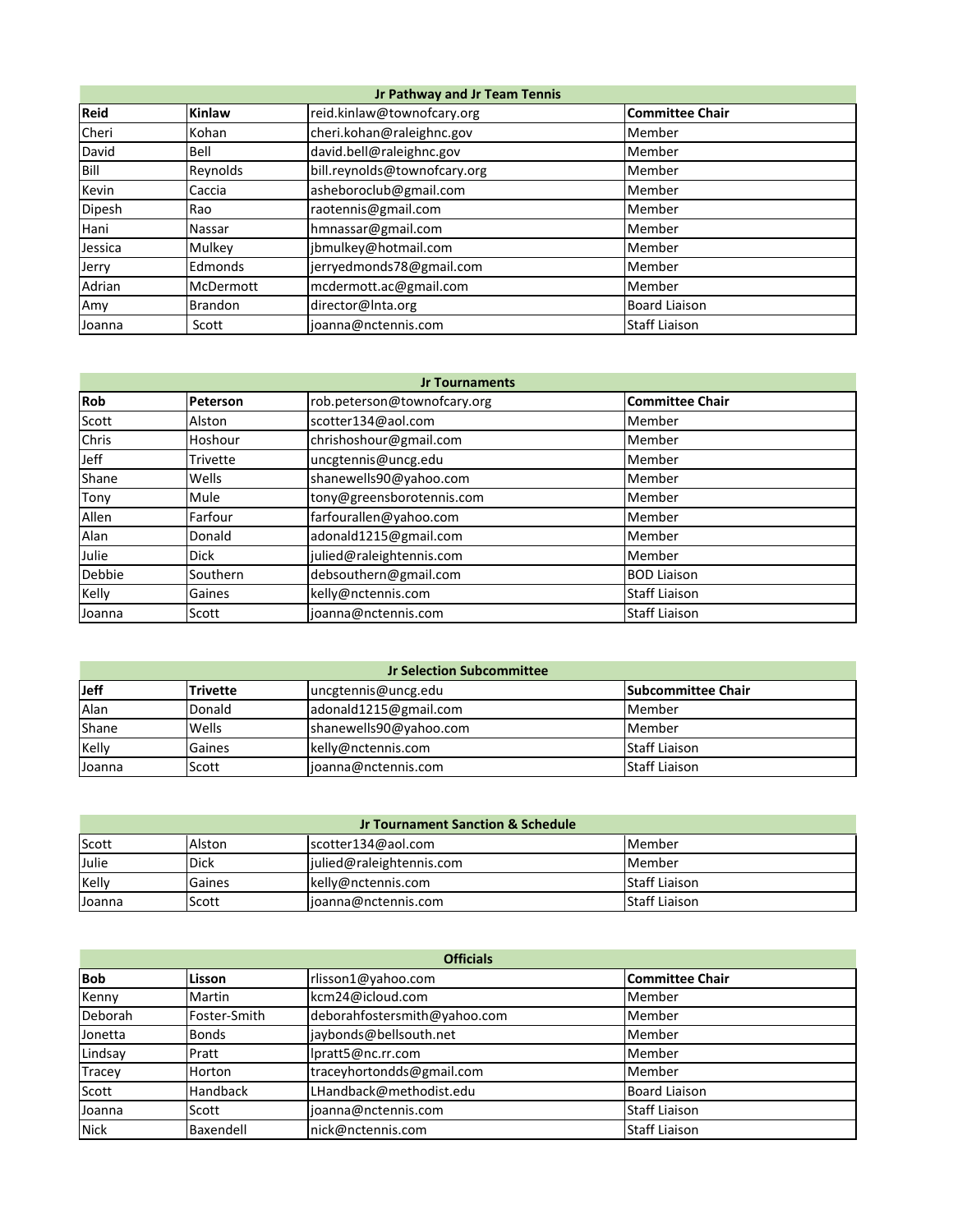## Jr Pathway and Jr Team Tennis

| **Reid** | **Kinlaw** | reid.kinlaw@townofcary.org | **Committee Chair** |
|---|---|---|---|
| Cheri | Kohan | cheri.kohan@raleighnc.gov | Member |
| David | Bell | david.bell@raleighnc.gov | Member |
| Bill | Reynolds | bill.reynolds@townofcary.org | Member |
| Kevin | Caccia | asheboroclub@gmail.com | Member |
| Dipesh | Rao | raotennis@gmail.com | Member |
| Hani | Nassar | hmnassar@gmail.com | Member |
| Jessica | Mulkey | jbmulkey@hotmail.com | Member |
| Jerry | Edmonds | jerryedmonds78@gmail.com | Member |
| Adrian | McDermott | mcdermott.ac@gmail.com | Member |
| Amy | Brandon | director@lnta.org | Board Liaison |
| Joanna | Scott | joanna@nctennis.com | Staff Liaison |

## Jr Tournaments

| **Rob** | **Peterson** | rob.peterson@townofcary.org | **Committee Chair** |
|---|---|---|---|
| Scott | Alston | scotter134@aol.com | Member |
| Chris | Hoshour | chrishoshour@gmail.com | Member |
| Jeff | Trivette | uncgtennis@uncg.edu | Member |
| Shane | Wells | shanewells90@yahoo.com | Member |
| Tony | Mule | tony@greensborotennis.com | Member |
| Allen | Farfour | farfourallen@yahoo.com | Member |
| Alan | Donald | adonald1215@gmail.com | Member |
| Julie | Dick | julied@raleightennis.com | Member |
| Debbie | Southern | debsouthern@gmail.com | BOD Liaison |
| Kelly | Gaines | kelly@nctennis.com | Staff Liaison |
| Joanna | Scott | joanna@nctennis.com | Staff Liaison |

## Jr Selection Subcommittee

| **Jeff** | **Trivette** | uncgtennis@uncg.edu | **Subcommittee Chair** |
|---|---|---|---|
| Alan | Donald | adonald1215@gmail.com | Member |
| Shane | Wells | shanewells90@yahoo.com | Member |
| Kelly | Gaines | kelly@nctennis.com | Staff Liaison |
| Joanna | Scott | joanna@nctennis.com | Staff Liaison |

## Jr Tournament Sanction & Schedule

| Scott | Alston | scotter134@aol.com | Member |
|---|---|---|---|
| Julie | Dick | julied@raleightennis.com | Member |
| Kelly | Gaines | kelly@nctennis.com | Staff Liaison |
| Joanna | Scott | joanna@nctennis.com | Staff Liaison |

## Officials

| **Bob** | **Lisson** | rlisson1@yahoo.com | **Committee Chair** |
|---|---|---|---|
| Kenny | Martin | kcm24@icloud.com | Member |
| Deborah | Foster-Smith | deborahfostersmith@yahoo.com | Member |
| Jonetta | Bonds | jaybonds@bellsouth.net | Member |
| Lindsay | Pratt | lpratt5@nc.rr.com | Member |
| Tracey | Horton | traceyhortondds@gmail.com | Member |
| Scott | Handback | LHandback@methodist.edu | Board Liaison |
| Joanna | Scott | joanna@nctennis.com | Staff Liaison |
| Nick | Baxendell | nick@nctennis.com | Staff Liaison |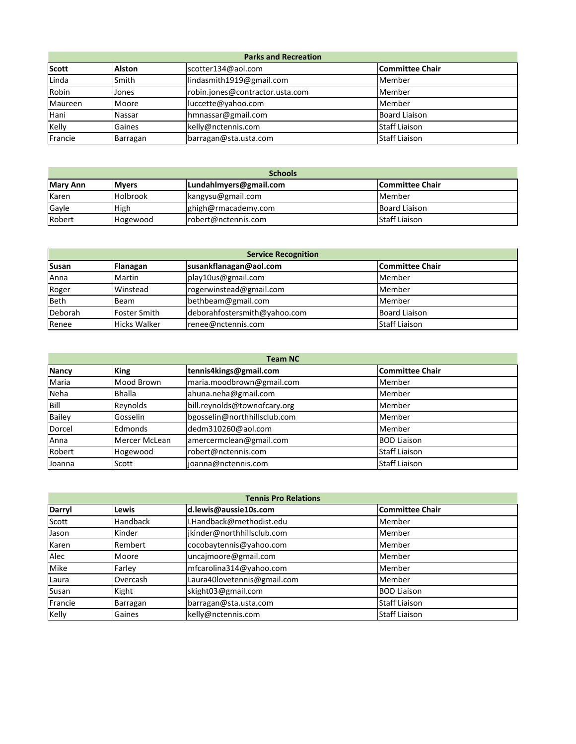| Parks and Recreation | | | |
|---|---|---|---|
| **Scott** | **Alston** | scotter134@aol.com | **Committee Chair** |
| Linda | Smith | lindasmith1919@gmail.com | Member |
| Robin | Jones | robin.jones@contractor.usta.com | Member |
| Maureen | Moore | luccette@yahoo.com | Member |
| Hani | Nassar | hmnassar@gmail.com | Board Liaison |
| Kelly | Gaines | kelly@nctennis.com | Staff Liaison |
| Francie | Barragan | barragan@sta.usta.com | Staff Liaison |

| Schools | | | |
|---|---|---|---|
| **Mary Ann** | **Myers** | **Lundahlmyers@gmail.com** | **Committee Chair** |
| Karen | Holbrook | kangysu@gmail.com | Member |
| Gayle | High | ghigh@rmacademy.com | Board Liaison |
| Robert | Hogewood | robert@nctennis.com | Staff Liaison |

| Service Recognition | | | |
|---|---|---|---|
| **Susan** | **Flanagan** | **susankflanagan@aol.com** | **Committee Chair** |
| Anna | Martin | play10us@gmail.com | Member |
| Roger | Winstead | rogerwinstead@gmail.com | Member |
| Beth | Beam | bethbeam@gmail.com | Member |
| Deborah | Foster Smith | deborahfostersmith@yahoo.com | Board Liaison |
| Renee | Hicks Walker | renee@nctennis.com | Staff Liaison |

| Team NC | | | |
|---|---|---|---|
| **Nancy** | **King** | **tennis4kings@gmail.com** | **Committee Chair** |
| Maria | Mood Brown | maria.moodbrown@gmail.com | Member |
| Neha | Bhalla | ahuna.neha@gmail.com | Member |
| Bill | Reynolds | bill.reynolds@townofcary.org | Member |
| Bailey | Gosselin | bgosselin@northhillsclub.com | Member |
| Dorcel | Edmonds | dedm310260@aol.com | Member |
| Anna | Mercer McLean | amercermclean@gmail.com | BOD Liaison |
| Robert | Hogewood | robert@nctennis.com | Staff Liaison |
| Joanna | Scott | joanna@nctennis.com | Staff Liaison |

| Tennis Pro Relations | | | |
|---|---|---|---|
| **Darryl** | **Lewis** | **d.lewis@aussie10s.com** | **Committee Chair** |
| Scott | Handback | LHandback@methodist.edu | Member |
| Jason | Kinder | jkinder@northhillsclub.com | Member |
| Karen | Rembert | cocobaytennis@yahoo.com | Member |
| Alec | Moore | uncajmoore@gmail.com | Member |
| Mike | Farley | mfcarolina314@yahoo.com | Member |
| Laura | Overcash | Laura40lovetennis@gmail.com | Member |
| Susan | Kight | skight03@gmail.com | BOD Liaison |
| Francie | Barragan | barragan@sta.usta.com | Staff Liaison |
| Kelly | Gaines | kelly@nctennis.com | Staff Liaison |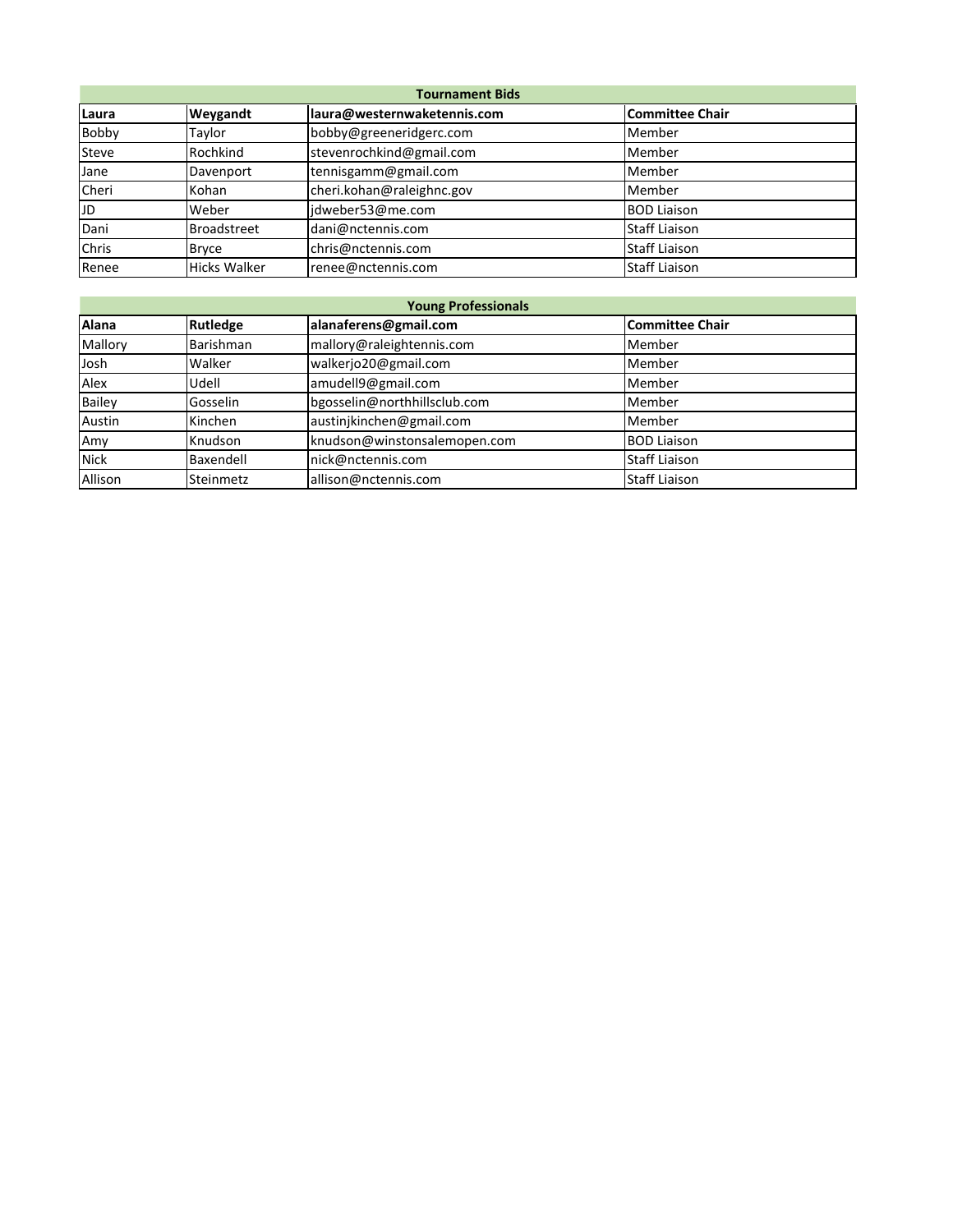| Tournament Bids | | | |
|---|---|---|---|
| **Laura** | **Weygandt** | **laura@westernwaketennis.com** | **Committee Chair** |
| Bobby | Taylor | bobby@greeneridgerc.com | Member |
| Steve | Rochkind | stevenrochkind@gmail.com | Member |
| Jane | Davenport | tennisgamm@gmail.com | Member |
| Cheri | Kohan | cheri.kohan@raleighnc.gov | Member |
| JD | Weber | jdweber53@me.com | BOD Liaison |
| Dani | Broadstreet | dani@nctennis.com | Staff Liaison |
| Chris | Bryce | chris@nctennis.com | Staff Liaison |
| Renee | Hicks Walker | renee@nctennis.com | Staff Liaison |

| Young Professionals | | | |
|---|---|---|---|
| **Alana** | **Rutledge** | **alanaferens@gmail.com** | **Committee Chair** |
| Mallory | Barishman | mallory@raleightennis.com | Member |
| Josh | Walker | walkerjo20@gmail.com | Member |
| Alex | Udell | amudell9@gmail.com | Member |
| Bailey | Gosselin | bgosselin@northhillsclub.com | Member |
| Austin | Kinchen | austinjkinchen@gmail.com | Member |
| Amy | Knudson | knudson@winstonsalemopen.com | BOD Liaison |
| Nick | Baxendell | nick@nctennis.com | Staff Liaison |
| Allison | Steinmetz | allison@nctennis.com | Staff Liaison |